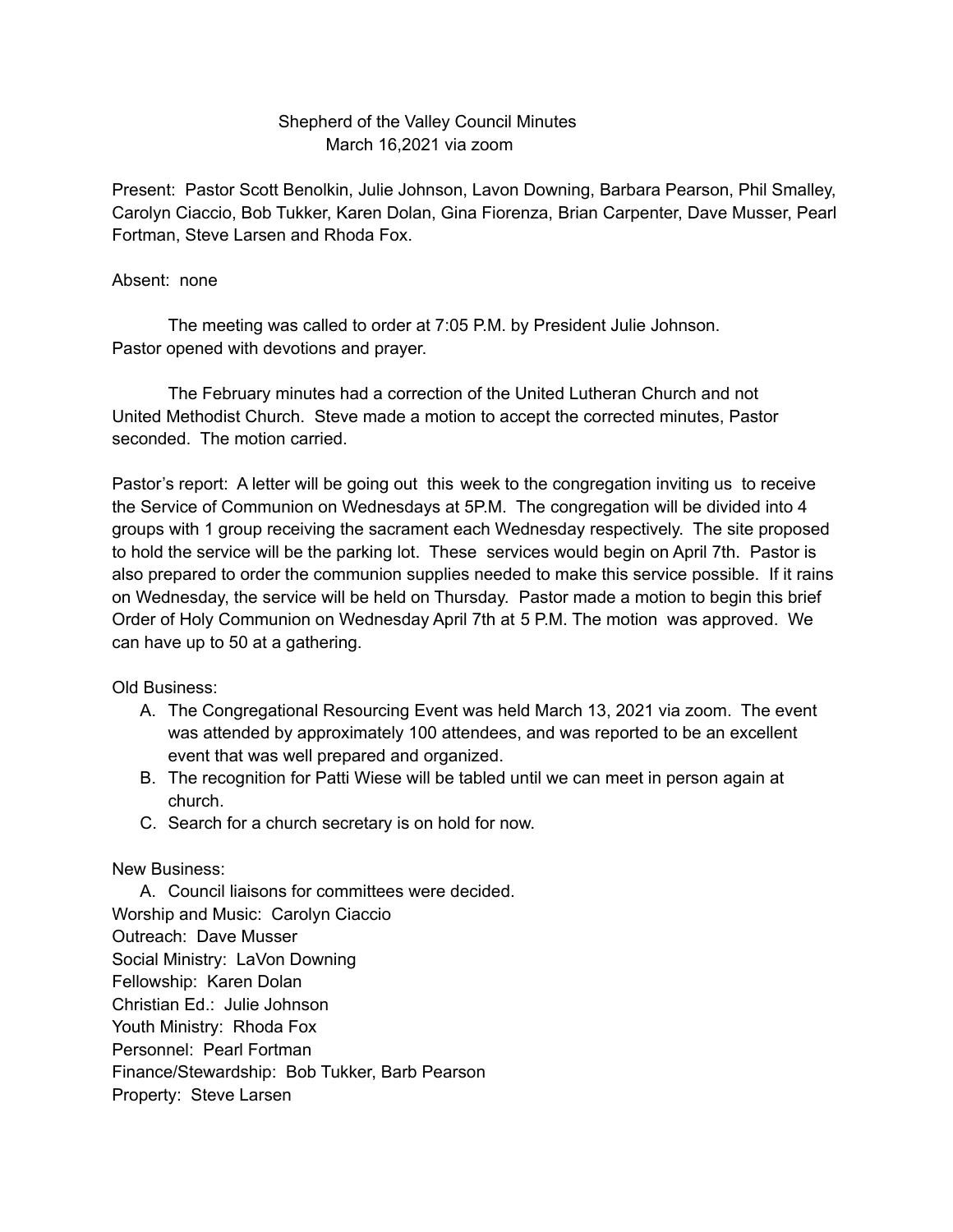# Shepherd of the Valley Council Minutes
## March 16,2021 via zoom

Present: Pastor Scott Benolkin, Julie Johnson, Lavon Downing, Barbara Pearson, Phil Smalley, Carolyn Ciaccio, Bob Tukker, Karen Dolan, Gina Fiorenza, Brian Carpenter, Dave Musser, Pearl Fortman, Steve Larsen and Rhoda Fox.

Absent: none

The meeting was called to order at 7:05 P.M. by President Julie Johnson. Pastor opened with devotions and prayer.

The February minutes had a correction of the United Lutheran Church and not United Methodist Church. Steve made a motion to accept the corrected minutes, Pastor seconded. The motion carried.

Pastor's report: A letter will be going out this week to the congregation inviting us to receive the Service of Communion on Wednesdays at 5P.M. The congregation will be divided into 4 groups with 1 group receiving the sacrament each Wednesday respectively. The site proposed to hold the service will be the parking lot. These services would begin on April 7th. Pastor is also prepared to order the communion supplies needed to make this service possible. If it rains on Wednesday, the service will be held on Thursday. Pastor made a motion to begin this brief Order of Holy Communion on Wednesday April 7th at 5 P.M. The motion was approved. We can have up to 50 at a gathering.

Old Business:

A. The Congregational Resourcing Event was held March 13, 2021 via zoom. The event was attended by approximately 100 attendees, and was reported to be an excellent event that was well prepared and organized.
B. The recognition for Patti Wiese will be tabled until we can meet in person again at church.
C. Search for a church secretary is on hold for now.

New Business:

A. Council liaisons for committees were decided.

Worship and Music: Carolyn Ciaccio  
Outreach: Dave Musser  
Social Ministry: LaVon Downing  
Fellowship: Karen Dolan  
Christian Ed.: Julie Johnson  
Youth Ministry: Rhoda Fox  
Personnel: Pearl Fortman  
Finance/Stewardship: Bob Tukker, Barb Pearson  
Property: Steve Larsen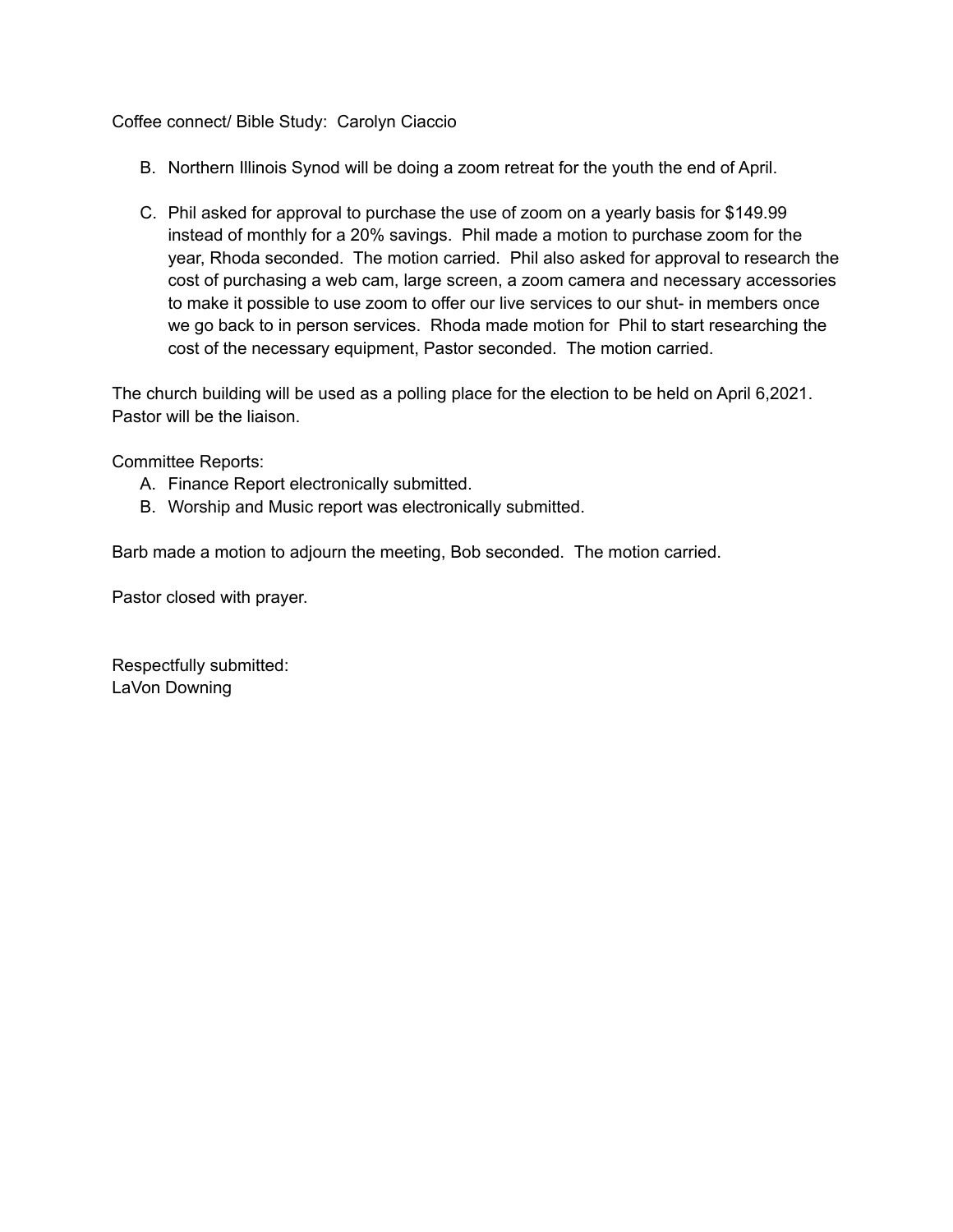Coffee connect/ Bible Study:  Carolyn Ciaccio

B. Northern Illinois Synod will be doing a zoom retreat for the youth the end of April.

C. Phil asked for approval to purchase the use of zoom on a yearly basis for $149.99 instead of monthly for a 20% savings.  Phil made a motion to purchase zoom for the year, Rhoda seconded.  The motion carried.  Phil also asked for approval to research the cost of purchasing a web cam, large screen, a zoom camera and necessary accessories to make it possible to use zoom to offer our live services to our shut- in members once we go back to in person services.  Rhoda made motion for  Phil to start researching the cost of the necessary equipment, Pastor seconded.  The motion carried.

The church building will be used as a polling place for the election to be held on April 6,2021. Pastor will be the liaison.

Committee Reports:

A. Finance Report electronically submitted.
B. Worship and Music report was electronically submitted.

Barb made a motion to adjourn the meeting, Bob seconded.  The motion carried.

Pastor closed with prayer.

Respectfully submitted:
LaVon Downing